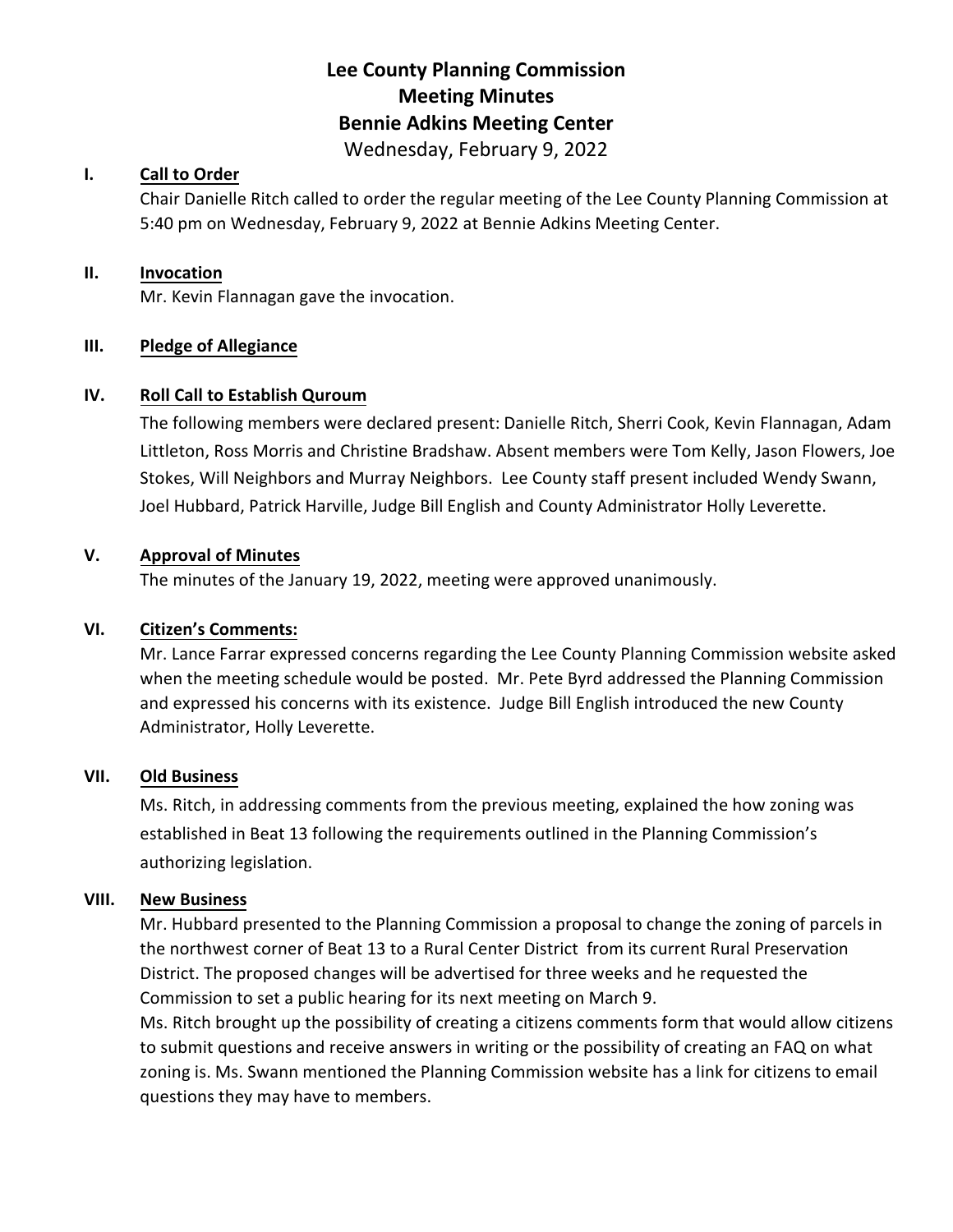# Lee County Planning Commission
# Meeting Minutes
# Bennie Adkins Meeting Center

Wednesday, February 9, 2022

## I. Call to Order

Chair Danielle Ritch called to order the regular meeting of the Lee County Planning Commission at 5:40 pm on Wednesday, February 9, 2022 at Bennie Adkins Meeting Center.

## II. Invocation

Mr. Kevin Flannagan gave the invocation.

## III. Pledge of Allegiance

## IV. Roll Call to Establish Quroum

The following members were declared present: Danielle Ritch, Sherri Cook, Kevin Flannagan, Adam Littleton, Ross Morris and Christine Bradshaw. Absent members were Tom Kelly, Jason Flowers, Joe Stokes, Will Neighbors and Murray Neighbors. Lee County staff present included Wendy Swann, Joel Hubbard, Patrick Harville, Judge Bill English and County Administrator Holly Leverette.

## V. Approval of Minutes

The minutes of the January 19, 2022, meeting were approved unanimously.

## VI. Citizen's Comments:

Mr. Lance Farrar expressed concerns regarding the Lee County Planning Commission website asked when the meeting schedule would be posted. Mr. Pete Byrd addressed the Planning Commission and expressed his concerns with its existence. Judge Bill English introduced the new County Administrator, Holly Leverette.

## VII. Old Business

Ms. Ritch, in addressing comments from the previous meeting, explained the how zoning was established in Beat 13 following the requirements outlined in the Planning Commission's authorizing legislation.

## VIII. New Business

Mr. Hubbard presented to the Planning Commission a proposal to change the zoning of parcels in the northwest corner of Beat 13 to a Rural Center District from its current Rural Preservation District. The proposed changes will be advertised for three weeks and he requested the Commission to set a public hearing for its next meeting on March 9.

Ms. Ritch brought up the possibility of creating a citizens comments form that would allow citizens to submit questions and receive answers in writing or the possibility of creating an FAQ on what zoning is. Ms. Swann mentioned the Planning Commission website has a link for citizens to email questions they may have to members.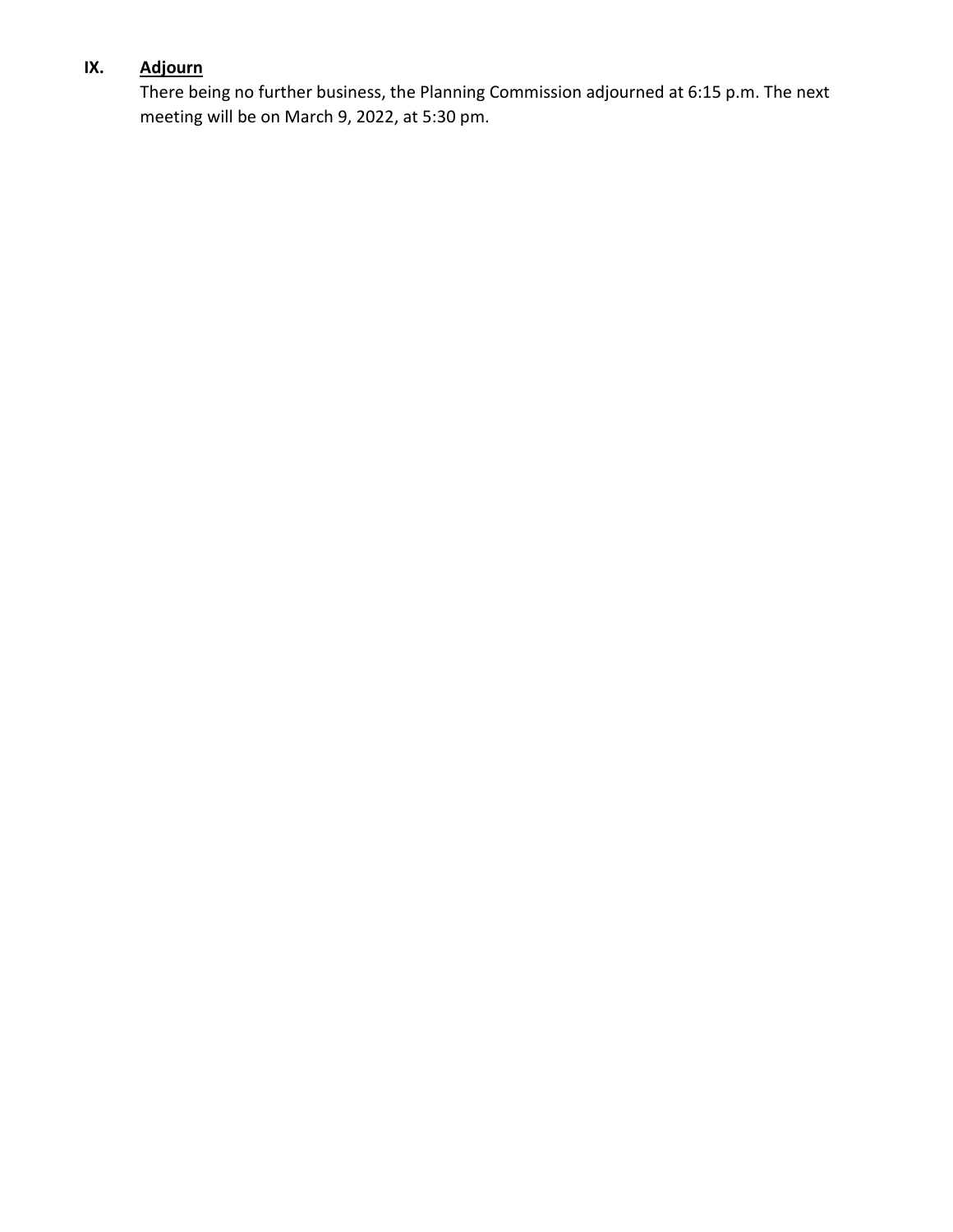## IX. <u>Adjourn</u>

There being no further business, the Planning Commission adjourned at 6:15 p.m. The next meeting will be on March 9, 2022, at 5:30 pm.